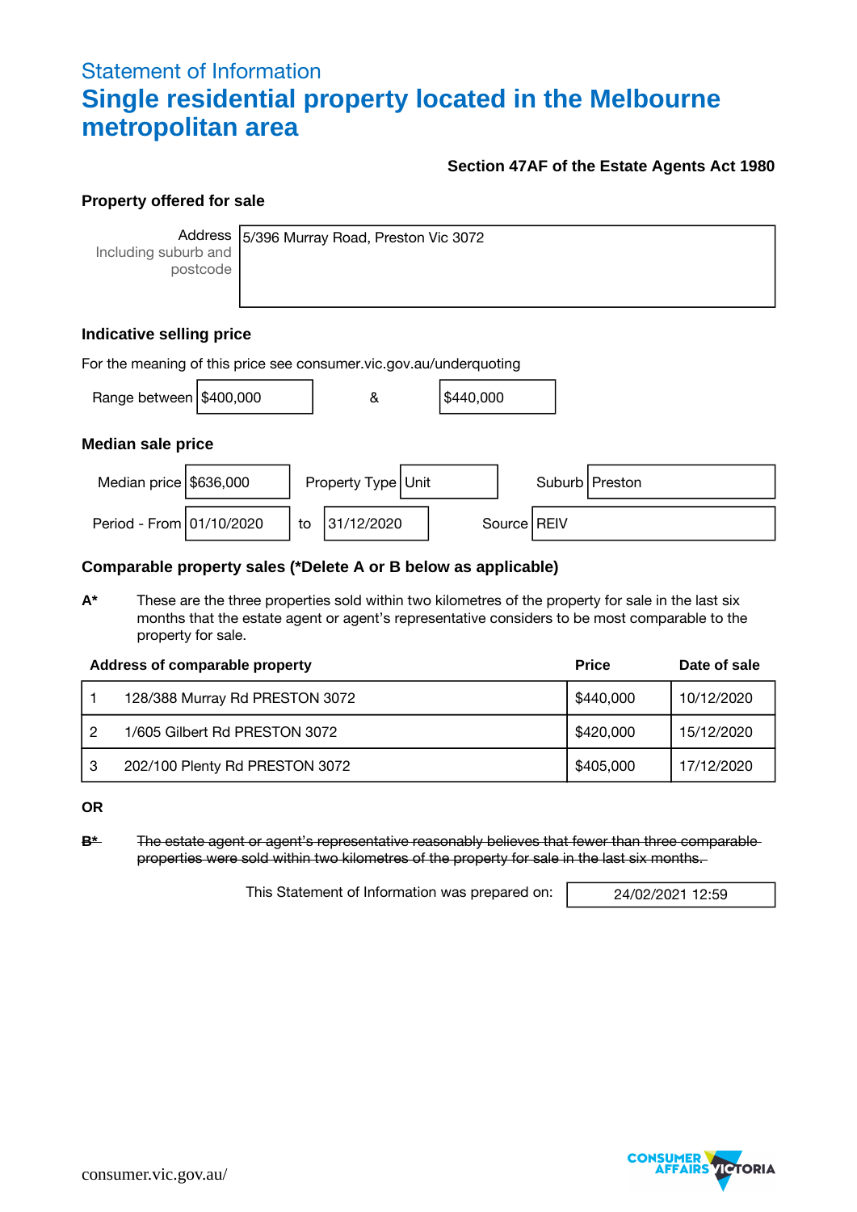## Statement of Information

# Single residential property located in the Melbourne metropolitan area

**Section 47AF of the Estate Agents Act 1980**

### Property offered for sale

| Address<br>Including suburb and postcode | 5/396 Murray Road, Preston Vic 3072 |
|---|---|

### Indicative selling price

For the meaning of this price see consumer.vic.gov.au/underquoting

| Range between | $400,000 | & | $440,000 |
|---|---|---|---|

### Median sale price

| Median price | $636,000 | Property Type | Unit | Suburb | Preston |
|---|---|---|---|---|---|
| Period - From | 01/10/2020 | to | 31/12/2020 | Source | REIV |

### Comparable property sales (*Delete A or B below as applicable)

**A*** These are the three properties sold within two kilometres of the property for sale in the last six months that the estate agent or agent's representative considers to be most comparable to the property for sale.

| | Address of comparable property | Price | Date of sale |
|---|---|---|---|
| 1 | 128/388 Murray Rd PRESTON 3072 | $440,000 | 10/12/2020 |
| 2 | 1/605 Gilbert Rd PRESTON 3072 | $420,000 | 15/12/2020 |
| 3 | 202/100 Plenty Rd PRESTON 3072 | $405,000 | 17/12/2020 |

**OR**

~~**B*** The estate agent or agent's representative reasonably believes that fewer than three comparable properties were sold within two kilometres of the property for sale in the last six months.~~

| This Statement of Information was prepared on: | 24/02/2021 12:59 |
|---|---|

consumer.vic.gov.au/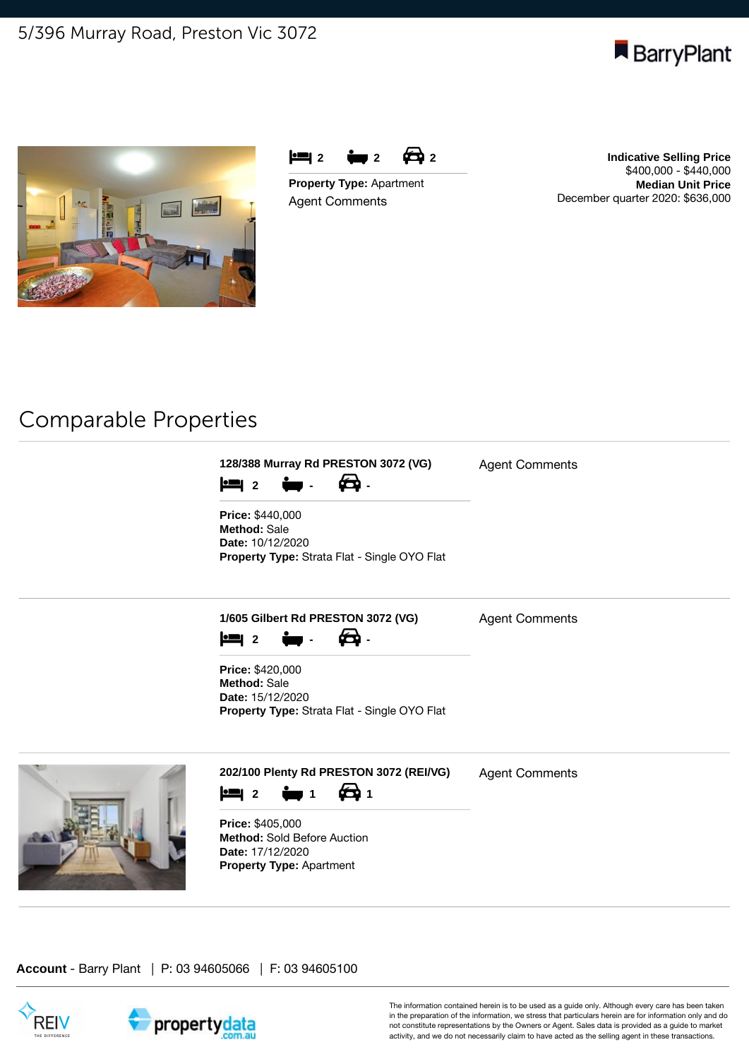# 5/396 Murray Road, Preston Vic 3072

BarryPlant

2 2 2

**Property Type:** Apartment

Agent Comments

**Indicative Selling Price**
$400,000 - $440,000
**Median Unit Price**
December quarter 2020: $636,000

## Comparable Properties

**128/388 Murray Rd PRESTON 3072 (VG)**

2 - -

**Price:** $440,000
**Method:** Sale
**Date:** 10/12/2020
**Property Type:** Strata Flat - Single OYO Flat

Agent Comments

**1/605 Gilbert Rd PRESTON 3072 (VG)**

2 - -

**Price:** $420,000
**Method:** Sale
**Date:** 15/12/2020
**Property Type:** Strata Flat - Single OYO Flat

Agent Comments

**202/100 Plenty Rd PRESTON 3072 (REI/VG)**

2 1 1

**Price:** $405,000
**Method:** Sold Before Auction
**Date:** 17/12/2020
**Property Type:** Apartment

Agent Comments

**Account** - Barry Plant | P: 03 94605066 | F: 03 94605100

REIV THE DIFFERENCE

propertydata.com.au

The information contained herein is to be used as a guide only. Although every care has been taken in the preparation of the information, we stress that particulars herein are for information only and do not constitute representations by the Owners or Agent. Sales data is provided as a guide to market activity, and we do not necessarily claim to have acted as the selling agent in these transactions.